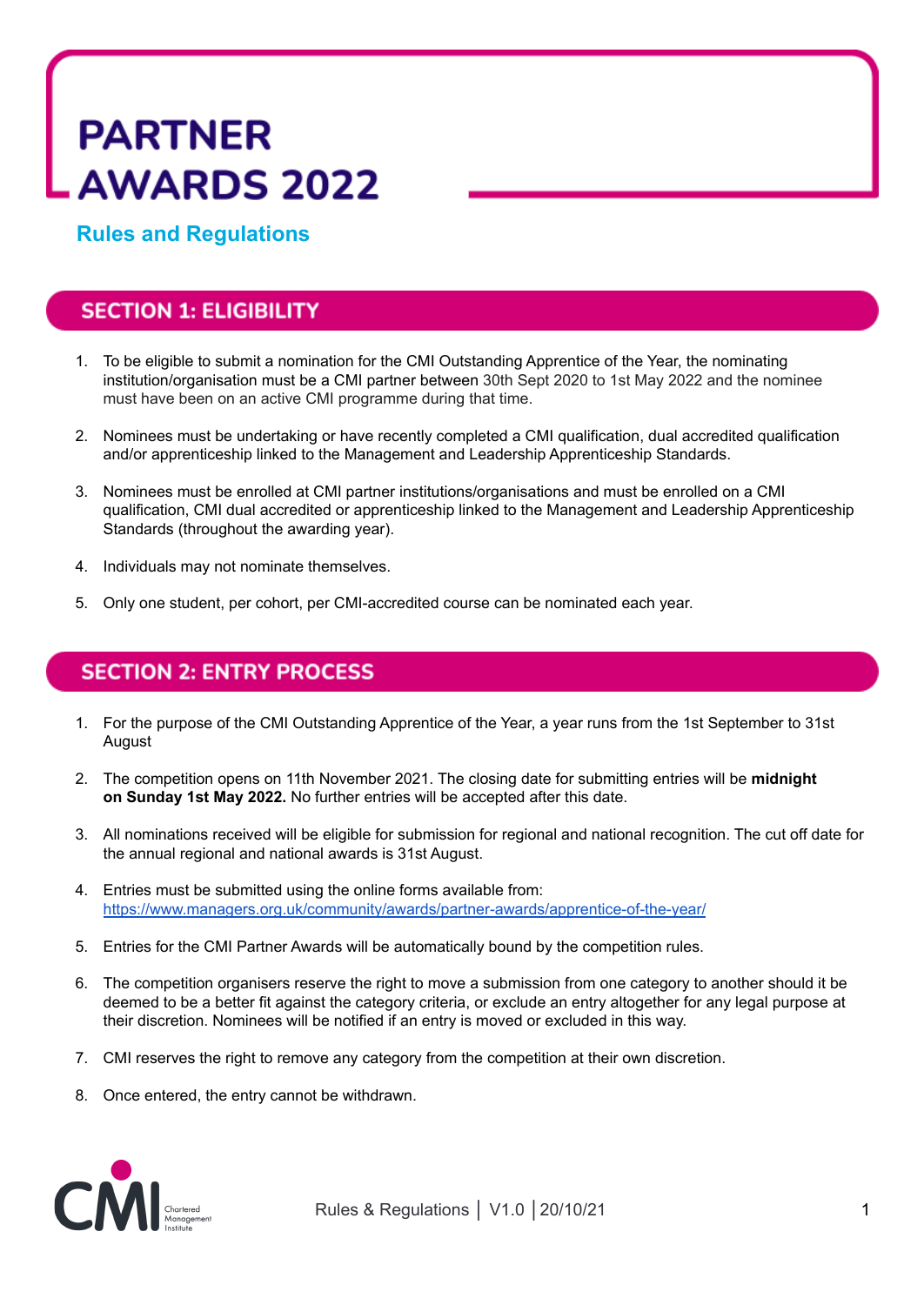# PARTNER AWARDS 2022

## Rules and Regulations

## SECTION 1: ELIGIBILITY

1. To be eligible to submit a nomination for the CMI Outstanding Apprentice of the Year, the nominating institution/organisation must be a CMI partner between 30th Sept 2020 to 1st May 2022 and the nominee must have been on an active CMI programme during that time.
2. Nominees must be undertaking or have recently completed a CMI qualification, dual accredited qualification and/or apprenticeship linked to the Management and Leadership Apprenticeship Standards.
3. Nominees must be enrolled at CMI partner institutions/organisations and must be enrolled on a CMI qualification, CMI dual accredited or apprenticeship linked to the Management and Leadership Apprenticeship Standards (throughout the awarding year).
4. Individuals may not nominate themselves.
5. Only one student, per cohort, per CMI-accredited course can be nominated each year.

## SECTION 2: ENTRY PROCESS

1. For the purpose of the CMI Outstanding Apprentice of the Year, a year runs from the 1st September to 31st August
2. The competition opens on 11th November 2021. The closing date for submitting entries will be **midnight on Sunday 1st May 2022.** No further entries will be accepted after this date.
3. All nominations received will be eligible for submission for regional and national recognition. The cut off date for the annual regional and national awards is 31st August.
4. Entries must be submitted using the online forms available from: https://www.managers.org.uk/community/awards/partner-awards/apprentice-of-the-year/
5. Entries for the CMI Partner Awards will be automatically bound by the competition rules.
6. The competition organisers reserve the right to move a submission from one category to another should it be deemed to be a better fit against the category criteria, or exclude an entry altogether for any legal purpose at their discretion. Nominees will be notified if an entry is moved or excluded in this way.
7. CMI reserves the right to remove any category from the competition at their own discretion.
8. Once entered, the entry cannot be withdrawn.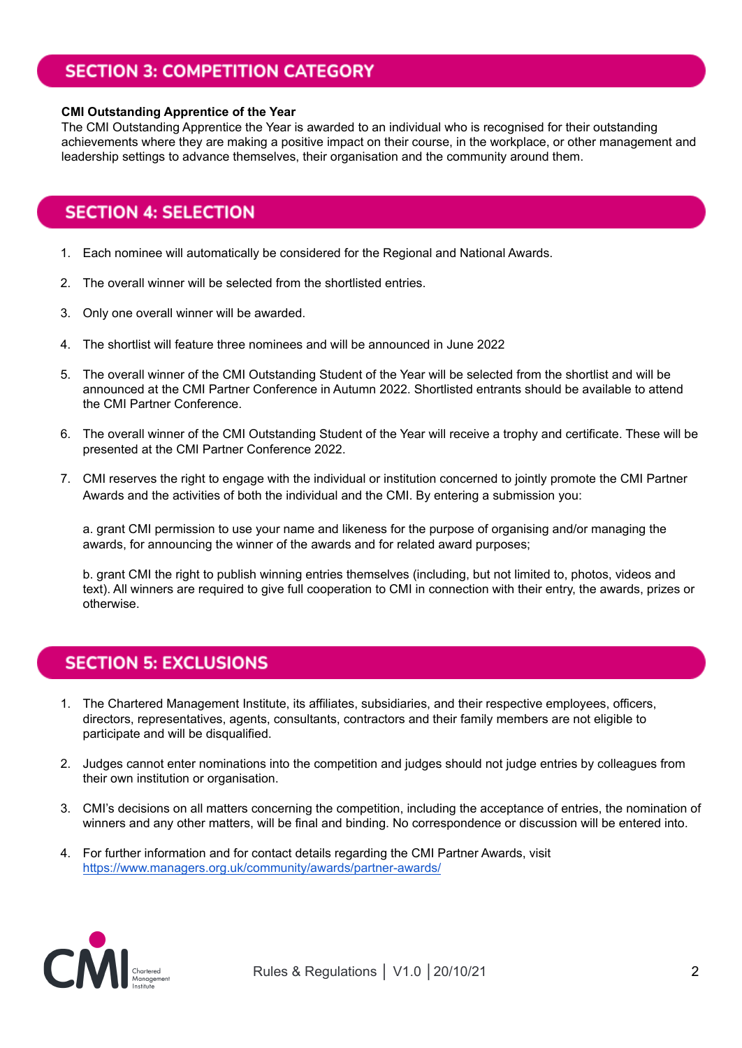## SECTION 3: COMPETITION CATEGORY

**CMI Outstanding Apprentice of the Year**
The CMI Outstanding Apprentice the Year is awarded to an individual who is recognised for their outstanding achievements where they are making a positive impact on their course, in the workplace, or other management and leadership settings to advance themselves, their organisation and the community around them.

## SECTION 4: SELECTION

1. Each nominee will automatically be considered for the Regional and National Awards.

2. The overall winner will be selected from the shortlisted entries.

3. Only one overall winner will be awarded.

4. The shortlist will feature three nominees and will be announced in June 2022

5. The overall winner of the CMI Outstanding Student of the Year will be selected from the shortlist and will be announced at the CMI Partner Conference in Autumn 2022. Shortlisted entrants should be available to attend the CMI Partner Conference.

6. The overall winner of the CMI Outstanding Student of the Year will receive a trophy and certificate. These will be presented at the CMI Partner Conference 2022.

7. CMI reserves the right to engage with the individual or institution concerned to jointly promote the CMI Partner Awards and the activities of both the individual and the CMI. By entering a submission you:

   a. grant CMI permission to use your name and likeness for the purpose of organising and/or managing the awards, for announcing the winner of the awards and for related award purposes;

   b. grant CMI the right to publish winning entries themselves (including, but not limited to, photos, videos and text). All winners are required to give full cooperation to CMI in connection with their entry, the awards, prizes or otherwise.

## SECTION 5: EXCLUSIONS

1. The Chartered Management Institute, its affiliates, subsidiaries, and their respective employees, officers, directors, representatives, agents, consultants, contractors and their family members are not eligible to participate and will be disqualified.

2. Judges cannot enter nominations into the competition and judges should not judge entries by colleagues from their own institution or organisation.

3. CMI's decisions on all matters concerning the competition, including the acceptance of entries, the nomination of winners and any other matters, will be final and binding. No correspondence or discussion will be entered into.

4. For further information and for contact details regarding the CMI Partner Awards, visit https://www.managers.org.uk/community/awards/partner-awards/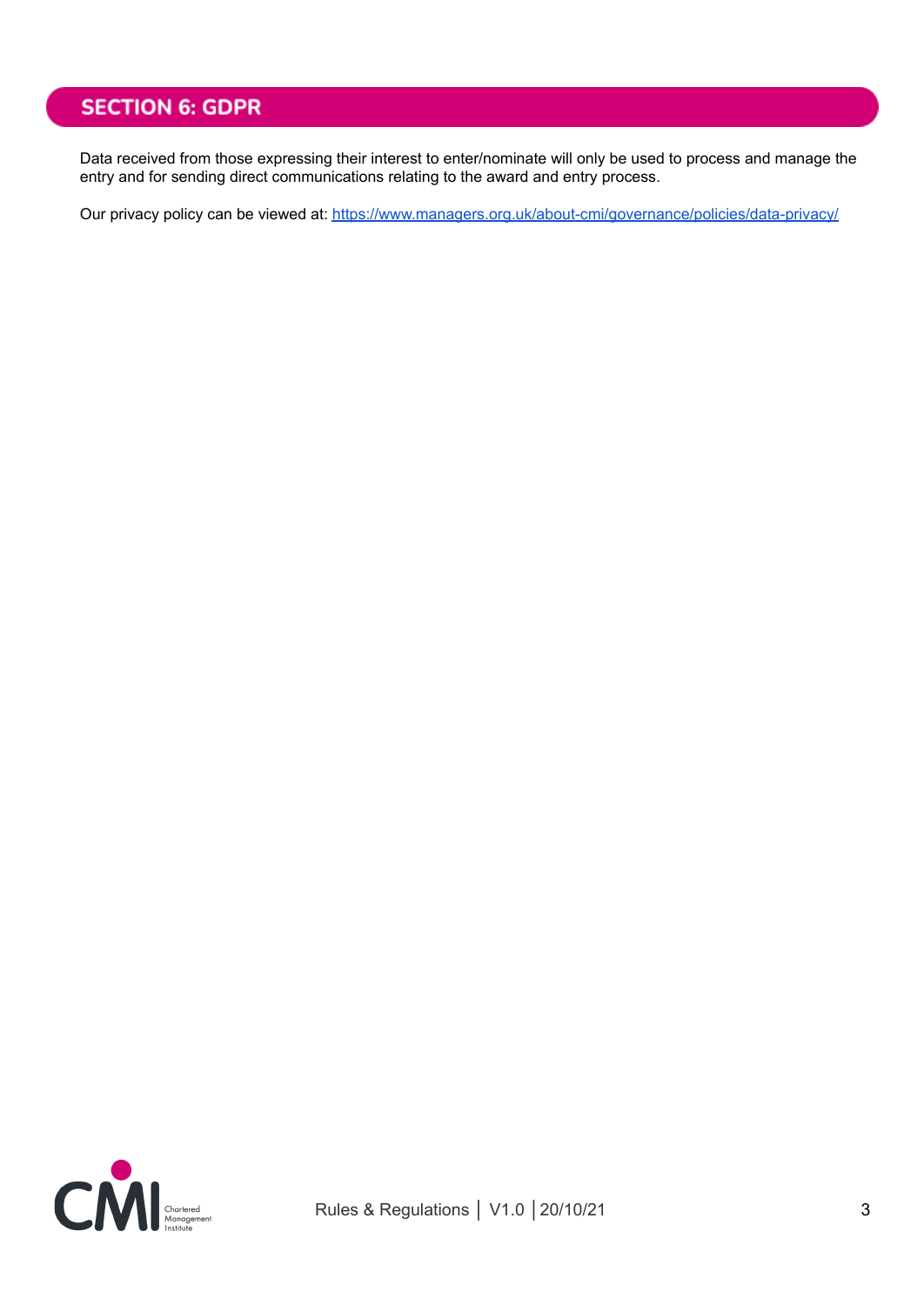## SECTION 6: GDPR

Data received from those expressing their interest to enter/nominate will only be used to process and manage the entry and for sending direct communications relating to the award and entry process.

Our privacy policy can be viewed at: [https://www.managers.org.uk/about-cmi/governance/policies/data-privacy/](https://www.managers.org.uk/about-cmi/governance/policies/data-privacy/)